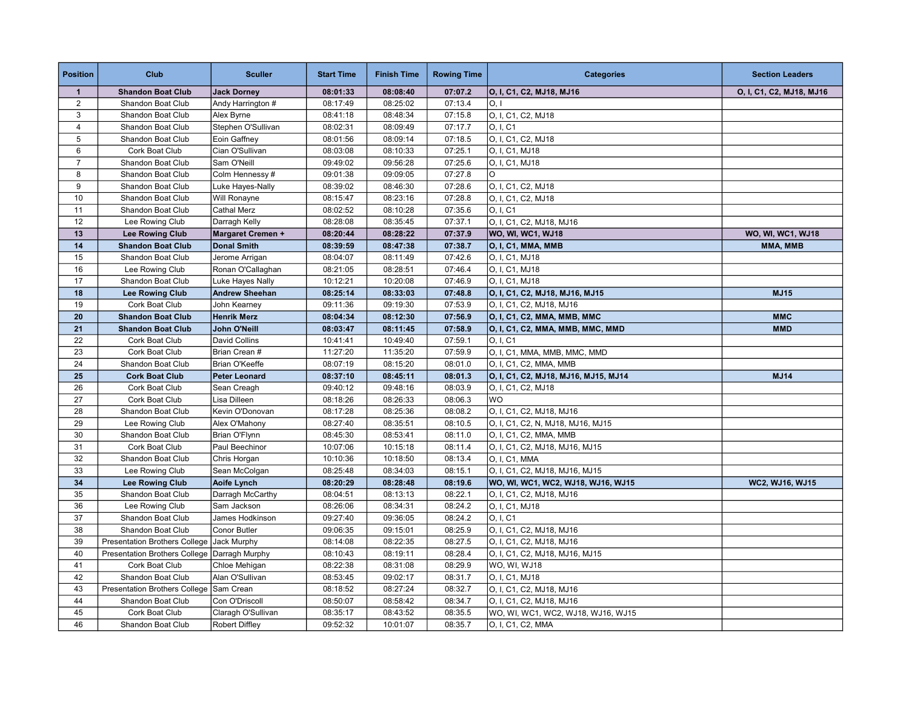| Position | Club | Sculler | Start Time | Finish Time | Rowing Time | Categories | Section Leaders |
|---|---|---|---|---|---|---|---|
| **1** | **Shandon Boat Club** | **Jack Dorney** | **08:01:33** | **08:08:40** | **07:07.2** | **O, I, C1, C2, MJ18, MJ16** | **O, I, C1, C2, MJ18, MJ16** |
| 2 | Shandon Boat Club | Andy Harrington # | 08:17:49 | 08:25:02 | 07:13.4 | O, I | |
| 3 | Shandon Boat Club | Alex Byrne | 08:41:18 | 08:48:34 | 07:15.8 | O, I, C1, C2, MJ18 | |
| 4 | Shandon Boat Club | Stephen O'Sullivan | 08:02:31 | 08:09:49 | 07:17.7 | O, I, C1 | |
| 5 | Shandon Boat Club | Eoin Gaffney | 08:01:56 | 08:09:14 | 07:18.5 | O, I, C1, C2, MJ18 | |
| 6 | Cork Boat Club | Cian O'Sullivan | 08:03:08 | 08:10:33 | 07:25.1 | O, I, C1, MJ18 | |
| 7 | Shandon Boat Club | Sam O'Neill | 09:49:02 | 09:56:28 | 07:25.6 | O, I, C1, MJ18 | |
| 8 | Shandon Boat Club | Colm Hennessy # | 09:01:38 | 09:09:05 | 07:27.8 | O | |
| 9 | Shandon Boat Club | Luke Hayes-Nally | 08:39:02 | 08:46:30 | 07:28.6 | O, I, C1, C2, MJ18 | |
| 10 | Shandon Boat Club | Will Ronayne | 08:15:47 | 08:23:16 | 07:28.8 | O, I, C1, C2, MJ18 | |
| 11 | Shandon Boat Club | Cathal Merz | 08:02:52 | 08:10:28 | 07:35.6 | O, I, C1 | |
| 12 | Lee Rowing Club | Darragh Kelly | 08:28:08 | 08:35:45 | 07:37.1 | O, I, C1, C2, MJ18, MJ16 | |
| **13** | **Lee Rowing Club** | **Margaret Cremen +** | **08:20:44** | **08:28:22** | **07:37.9** | **WO, WI, WC1, WJ18** | **WO, WI, WC1, WJ18** |
| **14** | **Shandon Boat Club** | **Donal Smith** | **08:39:59** | **08:47:38** | **07:38.7** | **O, I, C1, MMA, MMB** | **MMA, MMB** |
| 15 | Shandon Boat Club | Jerome Arrigan | 08:04:07 | 08:11:49 | 07:42.6 | O, I, C1, MJ18 | |
| 16 | Lee Rowing Club | Ronan O'Callaghan | 08:21:05 | 08:28:51 | 07:46.4 | O, I, C1, MJ18 | |
| 17 | Shandon Boat Club | Luke Hayes Nally | 10:12:21 | 10:20:08 | 07:46.9 | O, I, C1, MJ18 | |
| **18** | **Lee Rowing Club** | **Andrew Sheehan** | **08:25:14** | **08:33:03** | **07:48.8** | **O, I, C1, C2, MJ18, MJ16, MJ15** | **MJ15** |
| 19 | Cork Boat Club | John Kearney | 09:11:36 | 09:19:30 | 07:53.9 | O, I, C1, C2, MJ18, MJ16 | |
| **20** | **Shandon Boat Club** | **Henrik Merz** | **08:04:34** | **08:12:30** | **07:56.9** | **O, I, C1, C2, MMA, MMB, MMC** | **MMC** |
| **21** | **Shandon Boat Club** | **John O'Neill** | **08:03:47** | **08:11:45** | **07:58.9** | **O, I, C1, C2, MMA, MMB, MMC, MMD** | **MMD** |
| 22 | Cork Boat Club | David Collins | 10:41:41 | 10:49:40 | 07:59.1 | O, I, C1 | |
| 23 | Cork Boat Club | Brian Crean # | 11:27:20 | 11:35:20 | 07:59.9 | O, I, C1, MMA, MMB, MMC, MMD | |
| 24 | Shandon Boat Club | Brian O'Keeffe | 08:07:19 | 08:15:20 | 08:01.0 | O, I, C1, C2, MMA, MMB | |
| **25** | **Cork Boat Club** | **Peter Leonard** | **08:37:10** | **08:45:11** | **08:01.3** | **O, I, C1, C2, MJ18, MJ16, MJ15, MJ14** | **MJ14** |
| 26 | Cork Boat Club | Sean Creagh | 09:40:12 | 09:48:16 | 08:03.9 | O, I, C1, C2, MJ18 | |
| 27 | Cork Boat Club | Lisa Dilleen | 08:18:26 | 08:26:33 | 08:06.3 | WO | |
| 28 | Shandon Boat Club | Kevin O'Donovan | 08:17:28 | 08:25:36 | 08:08.2 | O, I, C1, C2, MJ18, MJ16 | |
| 29 | Lee Rowing Club | Alex O'Mahony | 08:27:40 | 08:35:51 | 08:10.5 | O, I, C1, C2, N, MJ18, MJ16, MJ15 | |
| 30 | Shandon Boat Club | Brian O'Flynn | 08:45:30 | 08:53:41 | 08:11.0 | O, I, C1, C2, MMA, MMB | |
| 31 | Cork Boat Club | Paul Beechinor | 10:07:06 | 10:15:18 | 08:11.4 | O, I, C1, C2, MJ18, MJ16, MJ15 | |
| 32 | Shandon Boat Club | Chris Horgan | 10:10:36 | 10:18:50 | 08:13.4 | O, I, C1, MMA | |
| 33 | Lee Rowing Club | Sean McColgan | 08:25:48 | 08:34:03 | 08:15.1 | O, I, C1, C2, MJ18, MJ16, MJ15 | |
| **34** | **Lee Rowing Club** | **Aoife Lynch** | **08:20:29** | **08:28:48** | **08:19.6** | **WO, WI, WC1, WC2, WJ18, WJ16, WJ15** | **WC2, WJ16, WJ15** |
| 35 | Shandon Boat Club | Darragh McCarthy | 08:04:51 | 08:13:13 | 08:22.1 | O, I, C1, C2, MJ18, MJ16 | |
| 36 | Lee Rowing Club | Sam Jackson | 08:26:06 | 08:34:31 | 08:24.2 | O, I, C1, MJ18 | |
| 37 | Shandon Boat Club | James Hodkinson | 09:27:40 | 09:36:05 | 08:24.2 | O, I, C1 | |
| 38 | Shandon Boat Club | Conor Butler | 09:06:35 | 09:15:01 | 08:25.9 | O, I, C1, C2, MJ18, MJ16 | |
| 39 | Presentation Brothers College | Jack Murphy | 08:14:08 | 08:22:35 | 08:27.5 | O, I, C1, C2, MJ18, MJ16 | |
| 40 | Presentation Brothers College | Darragh Murphy | 08:10:43 | 08:19:11 | 08:28.4 | O, I, C1, C2, MJ18, MJ16, MJ15 | |
| 41 | Cork Boat Club | Chloe Mehigan | 08:22:38 | 08:31:08 | 08:29.9 | WO, WI, WJ18 | |
| 42 | Shandon Boat Club | Alan O'Sullivan | 08:53:45 | 09:02:17 | 08:31.7 | O, I, C1, MJ18 | |
| 43 | Presentation Brothers College | Sam Crean | 08:18:52 | 08:27:24 | 08:32.7 | O, I, C1, C2, MJ18, MJ16 | |
| 44 | Shandon Boat Club | Con O'Driscoll | 08:50:07 | 08:58:42 | 08:34.7 | O, I, C1, C2, MJ18, MJ16 | |
| 45 | Cork Boat Club | Claragh O'Sullivan | 08:35:17 | 08:43:52 | 08:35.5 | WO, WI, WC1, WC2, WJ18, WJ16, WJ15 | |
| 46 | Shandon Boat Club | Robert Diffley | 09:52:32 | 10:01:07 | 08:35.7 | O, I, C1, C2, MMA | |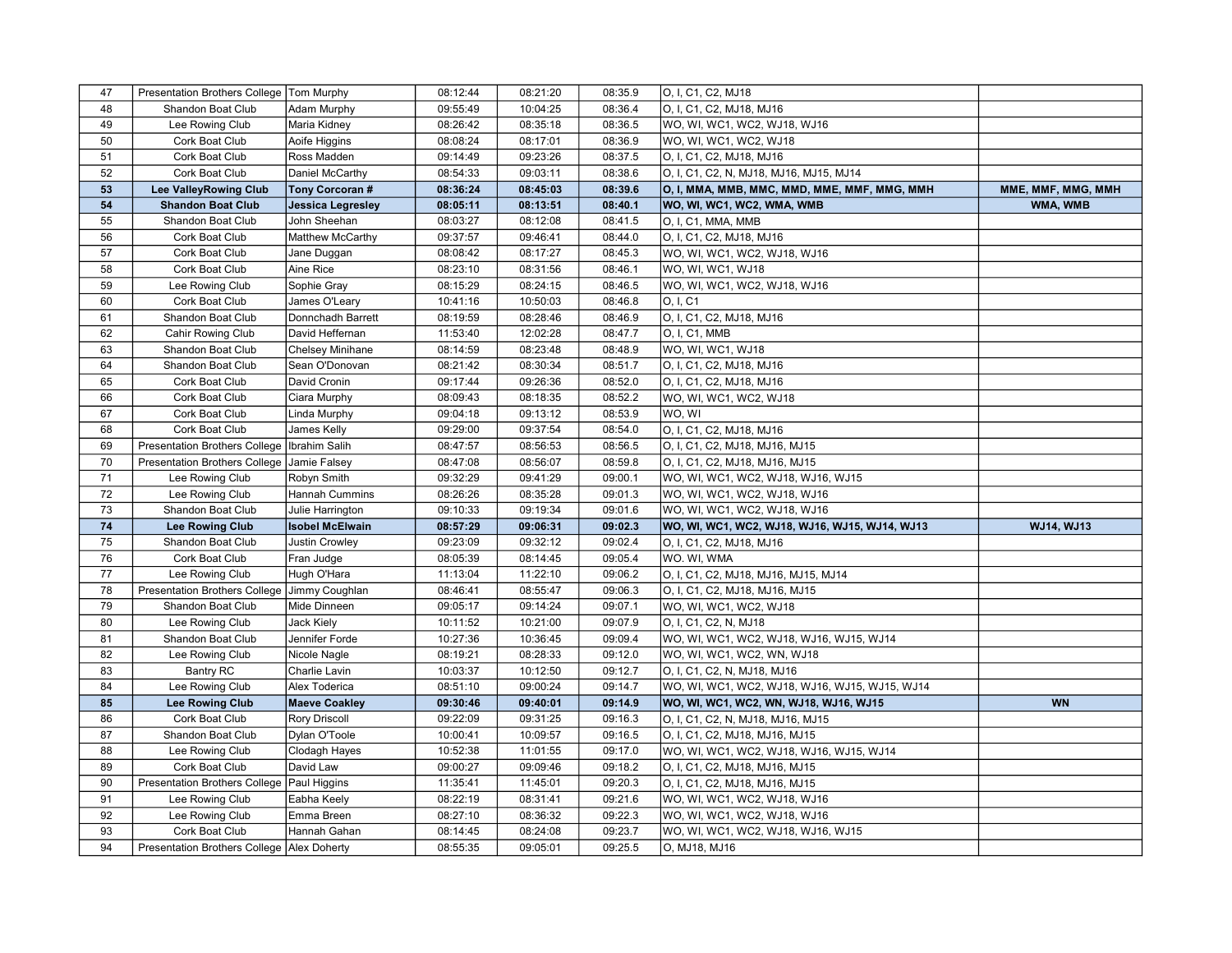| | | | | | | | |
|---|---|---|---|---|---|---|---|
| 47 | Presentation Brothers College | Tom Murphy | 08:12:44 | 08:21:20 | 08:35.9 | O, I, C1, C2, MJ18 | |
| 48 | Shandon Boat Club | Adam Murphy | 09:55:49 | 10:04:25 | 08:36.4 | O, I, C1, C2, MJ18, MJ16 | |
| 49 | Lee Rowing Club | Maria Kidney | 08:26:42 | 08:35:18 | 08:36.5 | WO, WI, WC1, WC2, WJ18, WJ16 | |
| 50 | Cork Boat Club | Aoife Higgins | 08:08:24 | 08:17:01 | 08:36.9 | WO, WI, WC1, WC2, WJ18 | |
| 51 | Cork Boat Club | Ross Madden | 09:14:49 | 09:23:26 | 08:37.5 | O, I, C1, C2, MJ18, MJ16 | |
| 52 | Cork Boat Club | Daniel McCarthy | 08:54:33 | 09:03:11 | 08:38.6 | O, I, C1, C2, N, MJ18, MJ16, MJ15, MJ14 | |
| **53** | **Lee ValleyRowing Club** | **Tony Corcoran #** | **08:36:24** | **08:45:03** | **08:39.6** | **O, I, MMA, MMB, MMC, MMD, MME, MMF, MMG, MMH** | **MME, MMF, MMG, MMH** |
| **54** | **Shandon Boat Club** | **Jessica Legresley** | **08:05:11** | **08:13:51** | **08:40.1** | **WO, WI, WC1, WC2, WMA, WMB** | **WMA, WMB** |
| 55 | Shandon Boat Club | John Sheehan | 08:03:27 | 08:12:08 | 08:41.5 | O, I, C1, MMA, MMB | |
| 56 | Cork Boat Club | Matthew McCarthy | 09:37:57 | 09:46:41 | 08:44.0 | O, I, C1, C2, MJ18, MJ16 | |
| 57 | Cork Boat Club | Jane Duggan | 08:08:42 | 08:17:27 | 08:45.3 | WO, WI, WC1, WC2, WJ18, WJ16 | |
| 58 | Cork Boat Club | Aine Rice | 08:23:10 | 08:31:56 | 08:46.1 | WO, WI, WC1, WJ18 | |
| 59 | Lee Rowing Club | Sophie Gray | 08:15:29 | 08:24:15 | 08:46.5 | WO, WI, WC1, WC2, WJ18, WJ16 | |
| 60 | Cork Boat Club | James O'Leary | 10:41:16 | 10:50:03 | 08:46.8 | O, I, C1 | |
| 61 | Shandon Boat Club | Donnchadh Barrett | 08:19:59 | 08:28:46 | 08:46.9 | O, I, C1, C2, MJ18, MJ16 | |
| 62 | Cahir Rowing Club | David Heffernan | 11:53:40 | 12:02:28 | 08:47.7 | O, I, C1, MMB | |
| 63 | Shandon Boat Club | Chelsey Minihane | 08:14:59 | 08:23:48 | 08:48.9 | WO, WI, WC1, WJ18 | |
| 64 | Shandon Boat Club | Sean O'Donovan | 08:21:42 | 08:30:34 | 08:51.7 | O, I, C1, C2, MJ18, MJ16 | |
| 65 | Cork Boat Club | David Cronin | 09:17:44 | 09:26:36 | 08:52.0 | O, I, C1, C2, MJ18, MJ16 | |
| 66 | Cork Boat Club | Ciara Murphy | 08:09:43 | 08:18:35 | 08:52.2 | WO, WI, WC1, WC2, WJ18 | |
| 67 | Cork Boat Club | Linda Murphy | 09:04:18 | 09:13:12 | 08:53.9 | WO, WI | |
| 68 | Cork Boat Club | James Kelly | 09:29:00 | 09:37:54 | 08:54.0 | O, I, C1, C2, MJ18, MJ16 | |
| 69 | Presentation Brothers College | Ibrahim Salih | 08:47:57 | 08:56:53 | 08:56.5 | O, I, C1, C2, MJ18, MJ16, MJ15 | |
| 70 | Presentation Brothers College | Jamie Falsey | 08:47:08 | 08:56:07 | 08:59.8 | O, I, C1, C2, MJ18, MJ16, MJ15 | |
| 71 | Lee Rowing Club | Robyn Smith | 09:32:29 | 09:41:29 | 09:00.1 | WO, WI, WC1, WC2, WJ18, WJ16, WJ15 | |
| 72 | Lee Rowing Club | Hannah Cummins | 08:26:26 | 08:35:28 | 09:01.3 | WO, WI, WC1, WC2, WJ18, WJ16 | |
| 73 | Shandon Boat Club | Julie Harrington | 09:10:33 | 09:19:34 | 09:01.6 | WO, WI, WC1, WC2, WJ18, WJ16 | |
| **74** | **Lee Rowing Club** | **Isobel McElwain** | **08:57:29** | **09:06:31** | **09:02.3** | **WO, WI, WC1, WC2, WJ18, WJ16, WJ15, WJ14, WJ13** | **WJ14, WJ13** |
| 75 | Shandon Boat Club | Justin Crowley | 09:23:09 | 09:32:12 | 09:02.4 | O, I, C1, C2, MJ18, MJ16 | |
| 76 | Cork Boat Club | Fran Judge | 08:05:39 | 08:14:45 | 09:05.4 | WO. WI, WMA | |
| 77 | Lee Rowing Club | Hugh O'Hara | 11:13:04 | 11:22:10 | 09:06.2 | O, I, C1, C2, MJ18, MJ16, MJ15, MJ14 | |
| 78 | Presentation Brothers College | Jimmy Coughlan | 08:46:41 | 08:55:47 | 09:06.3 | O, I, C1, C2, MJ18, MJ16, MJ15 | |
| 79 | Shandon Boat Club | Mide Dinneen | 09:05:17 | 09:14:24 | 09:07.1 | WO, WI, WC1, WC2, WJ18 | |
| 80 | Lee Rowing Club | Jack Kiely | 10:11:52 | 10:21:00 | 09:07.9 | O, I, C1, C2, N, MJ18 | |
| 81 | Shandon Boat Club | Jennifer Forde | 10:27:36 | 10:36:45 | 09:09.4 | WO, WI, WC1, WC2, WJ18, WJ16, WJ15, WJ14 | |
| 82 | Lee Rowing Club | Nicole Nagle | 08:19:21 | 08:28:33 | 09:12.0 | WO, WI, WC1, WC2, WN, WJ18 | |
| 83 | Bantry RC | Charlie Lavin | 10:03:37 | 10:12:50 | 09:12.7 | O, I, C1, C2, N, MJ18, MJ16 | |
| 84 | Lee Rowing Club | Alex Toderica | 08:51:10 | 09:00:24 | 09:14.7 | WO, WI, WC1, WC2, WJ18, WJ16, WJ15, WJ15, WJ14 | |
| **85** | **Lee Rowing Club** | **Maeve Coakley** | **09:30:46** | **09:40:01** | **09:14.9** | **WO, WI, WC1, WC2, WN, WJ18, WJ16, WJ15** | **WN** |
| 86 | Cork Boat Club | Rory Driscoll | 09:22:09 | 09:31:25 | 09:16.3 | O, I, C1, C2, N, MJ18, MJ16, MJ15 | |
| 87 | Shandon Boat Club | Dylan O'Toole | 10:00:41 | 10:09:57 | 09:16.5 | O, I, C1, C2, MJ18, MJ16, MJ15 | |
| 88 | Lee Rowing Club | Clodagh Hayes | 10:52:38 | 11:01:55 | 09:17.0 | WO, WI, WC1, WC2, WJ18, WJ16, WJ15, WJ14 | |
| 89 | Cork Boat Club | David Law | 09:00:27 | 09:09:46 | 09:18.2 | O, I, C1, C2, MJ18, MJ16, MJ15 | |
| 90 | Presentation Brothers College | Paul Higgins | 11:35:41 | 11:45:01 | 09:20.3 | O, I, C1, C2, MJ18, MJ16, MJ15 | |
| 91 | Lee Rowing Club | Eabha Keely | 08:22:19 | 08:31:41 | 09:21.6 | WO, WI, WC1, WC2, WJ18, WJ16 | |
| 92 | Lee Rowing Club | Emma Breen | 08:27:10 | 08:36:32 | 09:22.3 | WO, WI, WC1, WC2, WJ18, WJ16 | |
| 93 | Cork Boat Club | Hannah Gahan | 08:14:45 | 08:24:08 | 09:23.7 | WO, WI, WC1, WC2, WJ18, WJ16, WJ15 | |
| 94 | Presentation Brothers College | Alex Doherty | 08:55:35 | 09:05:01 | 09:25.5 | O, MJ18, MJ16 | |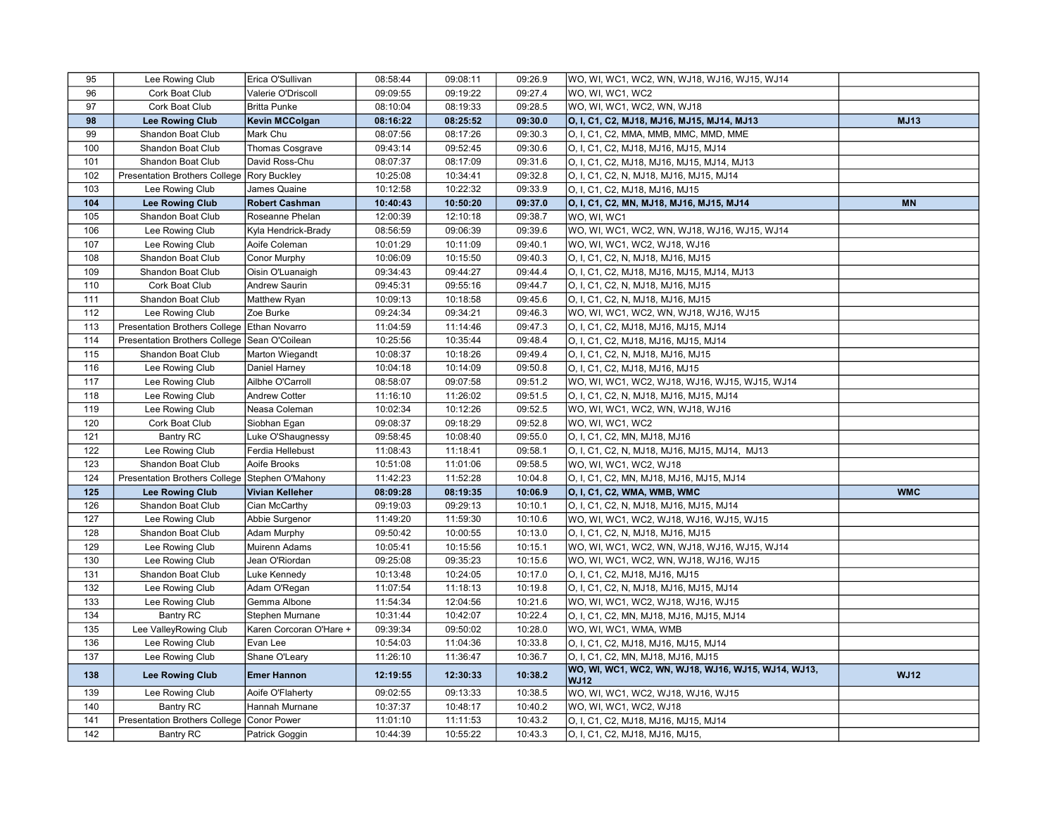| | | | | | | | |
|---|---|---|---|---|---|---|---|
| 95 | Lee Rowing Club | Erica O'Sullivan | 08:58:44 | 09:08:11 | 09:26.9 | WO, WI, WC1, WC2, WN, WJ18, WJ16, WJ15, WJ14 | |
| 96 | Cork Boat Club | Valerie O'Driscoll | 09:09:55 | 09:19:22 | 09:27.4 | WO, WI, WC1, WC2 | |
| 97 | Cork Boat Club | Britta Punke | 08:10:04 | 08:19:33 | 09:28.5 | WO, WI, WC1, WC2, WN, WJ18 | |
| **98** | **Lee Rowing Club** | **Kevin MCColgan** | **08:16:22** | **08:25:52** | **09:30.0** | **O, I, C1, C2, MJ18, MJ16, MJ15, MJ14, MJ13** | **MJ13** |
| 99 | Shandon Boat Club | Mark Chu | 08:07:56 | 08:17:26 | 09:30.3 | O, I, C1, C2, MMA, MMB, MMC, MMD, MME | |
| 100 | Shandon Boat Club | Thomas Cosgrave | 09:43:14 | 09:52:45 | 09:30.6 | O, I, C1, C2, MJ18, MJ16, MJ15, MJ14 | |
| 101 | Shandon Boat Club | David Ross-Chu | 08:07:37 | 08:17:09 | 09:31.6 | O, I, C1, C2, MJ18, MJ16, MJ15, MJ14, MJ13 | |
| 102 | Presentation Brothers College | Rory Buckley | 10:25:08 | 10:34:41 | 09:32.8 | O, I, C1, C2, N, MJ18, MJ16, MJ15, MJ14 | |
| 103 | Lee Rowing Club | James Quaine | 10:12:58 | 10:22:32 | 09:33.9 | O, I, C1, C2, MJ18, MJ16, MJ15 | |
| **104** | **Lee Rowing Club** | **Robert Cashman** | **10:40:43** | **10:50:20** | **09:37.0** | **O, I, C1, C2, MN, MJ18, MJ16, MJ15, MJ14** | **MN** |
| 105 | Shandon Boat Club | Roseanne Phelan | 12:00:39 | 12:10:18 | 09:38.7 | WO, WI, WC1 | |
| 106 | Lee Rowing Club | Kyla Hendrick-Brady | 08:56:59 | 09:06:39 | 09:39.6 | WO, WI, WC1, WC2, WN, WJ18, WJ16, WJ15, WJ14 | |
| 107 | Lee Rowing Club | Aoife Coleman | 10:01:29 | 10:11:09 | 09:40.1 | WO, WI, WC1, WC2, WJ18, WJ16 | |
| 108 | Shandon Boat Club | Conor Murphy | 10:06:09 | 10:15:50 | 09:40.3 | O, I, C1, C2, N, MJ18, MJ16, MJ15 | |
| 109 | Shandon Boat Club | Oisin O'Luanaigh | 09:34:43 | 09:44:27 | 09:44.4 | O, I, C1, C2, MJ18, MJ16, MJ15, MJ14, MJ13 | |
| 110 | Cork Boat Club | Andrew Saurin | 09:45:31 | 09:55:16 | 09:44.7 | O, I, C1, C2, N, MJ18, MJ16, MJ15 | |
| 111 | Shandon Boat Club | Matthew Ryan | 10:09:13 | 10:18:58 | 09:45.6 | O, I, C1, C2, N, MJ18, MJ16, MJ15 | |
| 112 | Lee Rowing Club | Zoe Burke | 09:24:34 | 09:34:21 | 09:46.3 | WO, WI, WC1, WC2, WN, WJ18, WJ16, WJ15 | |
| 113 | Presentation Brothers College | Ethan Novarro | 11:04:59 | 11:14:46 | 09:47.3 | O, I, C1, C2, MJ18, MJ16, MJ15, MJ14 | |
| 114 | Presentation Brothers College | Sean O'Coilean | 10:25:56 | 10:35:44 | 09:48.4 | O, I, C1, C2, MJ18, MJ16, MJ15, MJ14 | |
| 115 | Shandon Boat Club | Marton Wiegandt | 10:08:37 | 10:18:26 | 09:49.4 | O, I, C1, C2, N, MJ18, MJ16, MJ15 | |
| 116 | Lee Rowing Club | Daniel Harney | 10:04:18 | 10:14:09 | 09:50.8 | O, I, C1, C2, MJ18, MJ16, MJ15 | |
| 117 | Lee Rowing Club | Ailbhe O'Carroll | 08:58:07 | 09:07:58 | 09:51.2 | WO, WI, WC1, WC2, WJ18, WJ16, WJ15, WJ14 | |
| 118 | Lee Rowing Club | Andrew Cotter | 11:16:10 | 11:26:02 | 09:51.5 | O, I, C1, C2, N, MJ18, MJ16, MJ15, MJ14 | |
| 119 | Lee Rowing Club | Neasa Coleman | 10:02:34 | 10:12:26 | 09:52.5 | WO, WI, WC1, WC2, WN, WJ18, WJ16 | |
| 120 | Cork Boat Club | Siobhan Egan | 09:08:37 | 09:18:29 | 09:52.8 | WO, WI, WC1, WC2 | |
| 121 | Bantry RC | Luke O'Shaugnessy | 09:58:45 | 10:08:40 | 09:55.0 | O, I, C1, C2, MN, MJ18, MJ16 | |
| 122 | Lee Rowing Club | Ferdia Hellebust | 11:08:43 | 11:18:41 | 09:58.1 | O, I, C1, C2, N, MJ18, MJ16, MJ15, MJ14, MJ13 | |
| 123 | Shandon Boat Club | Aoife Brooks | 10:51:08 | 11:01:06 | 09:58.5 | WO, WI, WC1, WC2, WJ18 | |
| 124 | Presentation Brothers College | Stephen O'Mahony | 11:42:23 | 11:52:28 | 10:04.8 | O, I, C1, C2, MN, MJ18, MJ16, MJ15, MJ14 | |
| **125** | **Lee Rowing Club** | **Vivian Kelleher** | **08:09:28** | **08:19:35** | **10:06.9** | **O, I, C1, C2, WMA, WMB, WMC** | **WMC** |
| 126 | Shandon Boat Club | Cian McCarthy | 09:19:03 | 09:29:13 | 10:10.1 | O, I, C1, C2, N, MJ18, MJ16, MJ15, MJ14 | |
| 127 | Lee Rowing Club | Abbie Surgenor | 11:49:20 | 11:59:30 | 10:10.6 | WO, WI, WC1, WC2, WJ18, WJ16, WJ15, WJ15 | |
| 128 | Shandon Boat Club | Adam Murphy | 09:50:42 | 10:00:55 | 10:13.0 | O, I, C1, C2, N, MJ18, MJ16, MJ15 | |
| 129 | Lee Rowing Club | Muirenn Adams | 10:05:41 | 10:15:56 | 10:15.1 | WO, WI, WC1, WC2, WN, WJ18, WJ16, WJ15, WJ14 | |
| 130 | Lee Rowing Club | Jean O'Riordan | 09:25:08 | 09:35:23 | 10:15.6 | WO, WI, WC1, WC2, WN, WJ18, WJ16, WJ15 | |
| 131 | Shandon Boat Club | Luke Kennedy | 10:13:48 | 10:24:05 | 10:17.0 | O, I, C1, C2, MJ18, MJ16, MJ15 | |
| 132 | Lee Rowing Club | Adam O'Regan | 11:07:54 | 11:18:13 | 10:19.8 | O, I, C1, C2, N, MJ18, MJ16, MJ15, MJ14 | |
| 133 | Lee Rowing Club | Gemma Albone | 11:54:34 | 12:04:56 | 10:21.6 | WO, WI, WC1, WC2, WJ18, WJ16, WJ15 | |
| 134 | Bantry RC | Stephen Murnane | 10:31:44 | 10:42:07 | 10:22.4 | O, I, C1, C2, MN, MJ18, MJ16, MJ15, MJ14 | |
| 135 | Lee ValleyRowing Club | Karen Corcoran O'Hare + | 09:39:34 | 09:50:02 | 10:28.0 | WO, WI, WC1, WMA, WMB | |
| 136 | Lee Rowing Club | Evan Lee | 10:54:03 | 11:04:36 | 10:33.8 | O, I, C1, C2, MJ18, MJ16, MJ15, MJ14 | |
| 137 | Lee Rowing Club | Shane O'Leary | 11:26:10 | 11:36:47 | 10:36.7 | O, I, C1, C2, MN, MJ18, MJ16, MJ15 | |
| **138** | **Lee Rowing Club** | **Emer Hannon** | **12:19:55** | **12:30:33** | **10:38.2** | **WO, WI, WC1, WC2, WN, WJ18, WJ16, WJ15, WJ14, WJ13, WJ12** | **WJ12** |
| 139 | Lee Rowing Club | Aoife O'Flaherty | 09:02:55 | 09:13:33 | 10:38.5 | WO, WI, WC1, WC2, WJ18, WJ16, WJ15 | |
| 140 | Bantry RC | Hannah Murnane | 10:37:37 | 10:48:17 | 10:40.2 | WO, WI, WC1, WC2, WJ18 | |
| 141 | Presentation Brothers College | Conor Power | 11:01:10 | 11:11:53 | 10:43.2 | O, I, C1, C2, MJ18, MJ16, MJ15, MJ14 | |
| 142 | Bantry RC | Patrick Goggin | 10:44:39 | 10:55:22 | 10:43.3 | O, I, C1, C2, MJ18, MJ16, MJ15, | |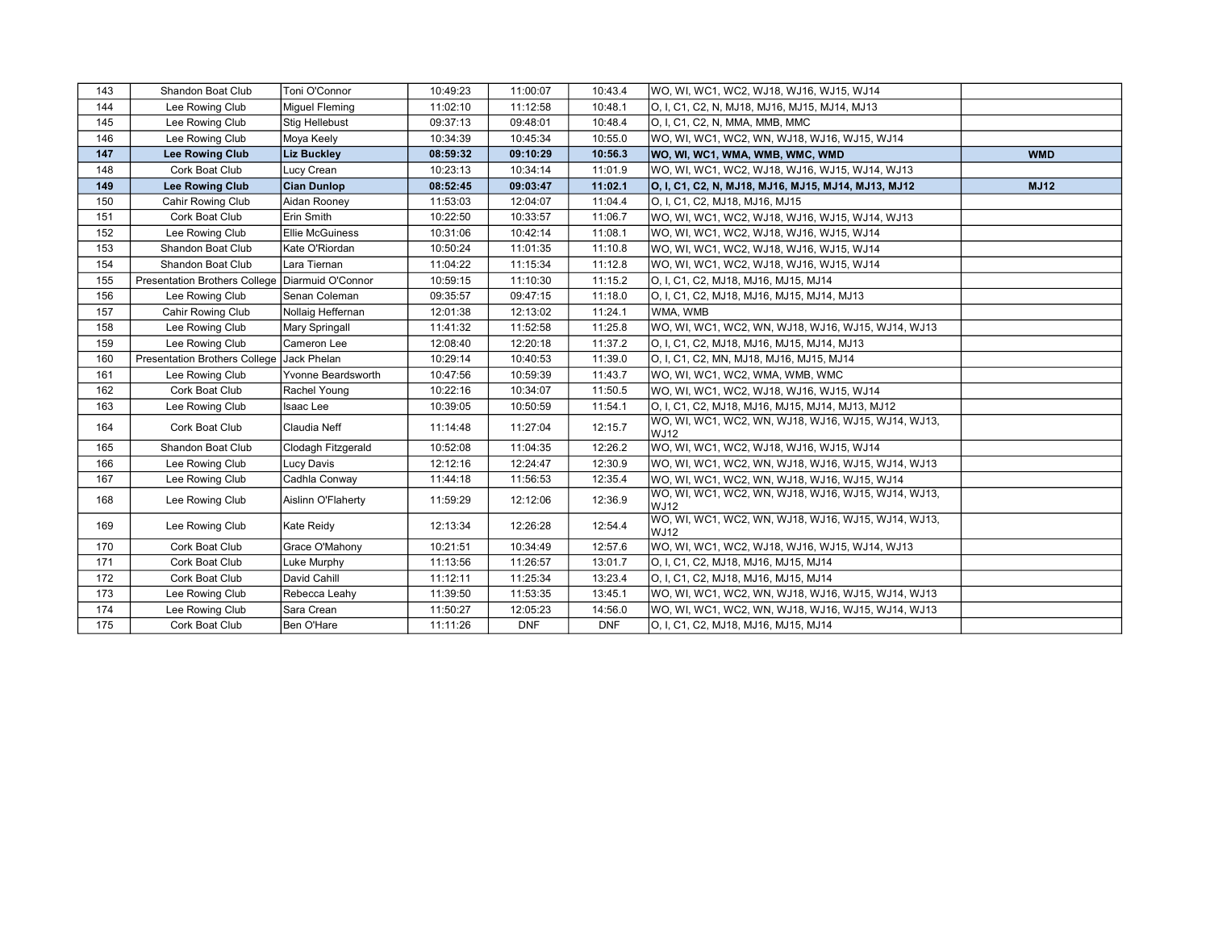| | | | | | | | |
|---|---|---|---|---|---|---|---|
| 143 | Shandon Boat Club | Toni O'Connor | 10:49:23 | 11:00:07 | 10:43.4 | WO, WI, WC1, WC2, WJ18, WJ16, WJ15, WJ14 | |
| 144 | Lee Rowing Club | Miguel Fleming | 11:02:10 | 11:12:58 | 10:48.1 | O, I, C1, C2, N, MJ18, MJ16, MJ15, MJ14, MJ13 | |
| 145 | Lee Rowing Club | Stig Hellebust | 09:37:13 | 09:48:01 | 10:48.4 | O, I, C1, C2, N, MMA, MMB, MMC | |
| 146 | Lee Rowing Club | Moya Keely | 10:34:39 | 10:45:34 | 10:55.0 | WO, WI, WC1, WC2, WN, WJ18, WJ16, WJ15, WJ14 | |
| **147** | **Lee Rowing Club** | **Liz Buckley** | **08:59:32** | **09:10:29** | **10:56.3** | **WO, WI, WC1, WMA, WMB, WMC, WMD** | **WMD** |
| 148 | Cork Boat Club | Lucy Crean | 10:23:13 | 10:34:14 | 11:01.9 | WO, WI, WC1, WC2, WJ18, WJ16, WJ15, WJ14, WJ13 | |
| **149** | **Lee Rowing Club** | **Cian Dunlop** | **08:52:45** | **09:03:47** | **11:02.1** | **O, I, C1, C2, N, MJ18, MJ16, MJ15, MJ14, MJ13, MJ12** | **MJ12** |
| 150 | Cahir Rowing Club | Aidan Rooney | 11:53:03 | 12:04:07 | 11:04.4 | O, I, C1, C2, MJ18, MJ16, MJ15 | |
| 151 | Cork Boat Club | Erin Smith | 10:22:50 | 10:33:57 | 11:06.7 | WO, WI, WC1, WC2, WJ18, WJ16, WJ15, WJ14, WJ13 | |
| 152 | Lee Rowing Club | Ellie McGuiness | 10:31:06 | 10:42:14 | 11:08.1 | WO, WI, WC1, WC2, WJ18, WJ16, WJ15, WJ14 | |
| 153 | Shandon Boat Club | Kate O'Riordan | 10:50:24 | 11:01:35 | 11:10.8 | WO, WI, WC1, WC2, WJ18, WJ16, WJ15, WJ14 | |
| 154 | Shandon Boat Club | Lara Tiernan | 11:04:22 | 11:15:34 | 11:12.8 | WO, WI, WC1, WC2, WJ18, WJ16, WJ15, WJ14 | |
| 155 | Presentation Brothers College | Diarmuid O'Connor | 10:59:15 | 11:10:30 | 11:15.2 | O, I, C1, C2, MJ18, MJ16, MJ15, MJ14 | |
| 156 | Lee Rowing Club | Senan Coleman | 09:35:57 | 09:47:15 | 11:18.0 | O, I, C1, C2, MJ18, MJ16, MJ15, MJ14, MJ13 | |
| 157 | Cahir Rowing Club | Nollaig Heffernan | 12:01:38 | 12:13:02 | 11:24.1 | WMA, WMB | |
| 158 | Lee Rowing Club | Mary Springall | 11:41:32 | 11:52:58 | 11:25.8 | WO, WI, WC1, WC2, WN, WJ18, WJ16, WJ15, WJ14, WJ13 | |
| 159 | Lee Rowing Club | Cameron Lee | 12:08:40 | 12:20:18 | 11:37.2 | O, I, C1, C2, MJ18, MJ16, MJ15, MJ14, MJ13 | |
| 160 | Presentation Brothers College | Jack Phelan | 10:29:14 | 10:40:53 | 11:39.0 | O, I, C1, C2, MN, MJ18, MJ16, MJ15, MJ14 | |
| 161 | Lee Rowing Club | Yvonne Beardsworth | 10:47:56 | 10:59:39 | 11:43.7 | WO, WI, WC1, WC2, WMA, WMB, WMC | |
| 162 | Cork Boat Club | Rachel Young | 10:22:16 | 10:34:07 | 11:50.5 | WO, WI, WC1, WC2, WJ18, WJ16, WJ15, WJ14 | |
| 163 | Lee Rowing Club | Isaac Lee | 10:39:05 | 10:50:59 | 11:54.1 | O, I, C1, C2, MJ18, MJ16, MJ15, MJ14, MJ13, MJ12 | |
| 164 | Cork Boat Club | Claudia Neff | 11:14:48 | 11:27:04 | 12:15.7 | WO, WI, WC1, WC2, WN, WJ18, WJ16, WJ15, WJ14, WJ13, WJ12 | |
| 165 | Shandon Boat Club | Clodagh Fitzgerald | 10:52:08 | 11:04:35 | 12:26.2 | WO, WI, WC1, WC2, WJ18, WJ16, WJ15, WJ14 | |
| 166 | Lee Rowing Club | Lucy Davis | 12:12:16 | 12:24:47 | 12:30.9 | WO, WI, WC1, WC2, WN, WJ18, WJ16, WJ15, WJ14, WJ13 | |
| 167 | Lee Rowing Club | Cadhla Conway | 11:44:18 | 11:56:53 | 12:35.4 | WO, WI, WC1, WC2, WN, WJ18, WJ16, WJ15, WJ14 | |
| 168 | Lee Rowing Club | Aislinn O'Flaherty | 11:59:29 | 12:12:06 | 12:36.9 | WO, WI, WC1, WC2, WN, WJ18, WJ16, WJ15, WJ14, WJ13, WJ12 | |
| 169 | Lee Rowing Club | Kate Reidy | 12:13:34 | 12:26:28 | 12:54.4 | WO, WI, WC1, WC2, WN, WJ18, WJ16, WJ15, WJ14, WJ13, WJ12 | |
| 170 | Cork Boat Club | Grace O'Mahony | 10:21:51 | 10:34:49 | 12:57.6 | WO, WI, WC1, WC2, WJ18, WJ16, WJ15, WJ14, WJ13 | |
| 171 | Cork Boat Club | Luke Murphy | 11:13:56 | 11:26:57 | 13:01.7 | O, I, C1, C2, MJ18, MJ16, MJ15, MJ14 | |
| 172 | Cork Boat Club | David Cahill | 11:12:11 | 11:25:34 | 13:23.4 | O, I, C1, C2, MJ18, MJ16, MJ15, MJ14 | |
| 173 | Lee Rowing Club | Rebecca Leahy | 11:39:50 | 11:53:35 | 13:45.1 | WO, WI, WC1, WC2, WN, WJ18, WJ16, WJ15, WJ14, WJ13 | |
| 174 | Lee Rowing Club | Sara Crean | 11:50:27 | 12:05:23 | 14:56.0 | WO, WI, WC1, WC2, WN, WJ18, WJ16, WJ15, WJ14, WJ13 | |
| 175 | Cork Boat Club | Ben O'Hare | 11:11:26 | DNF | DNF | O, I, C1, C2, MJ18, MJ16, MJ15, MJ14 | |